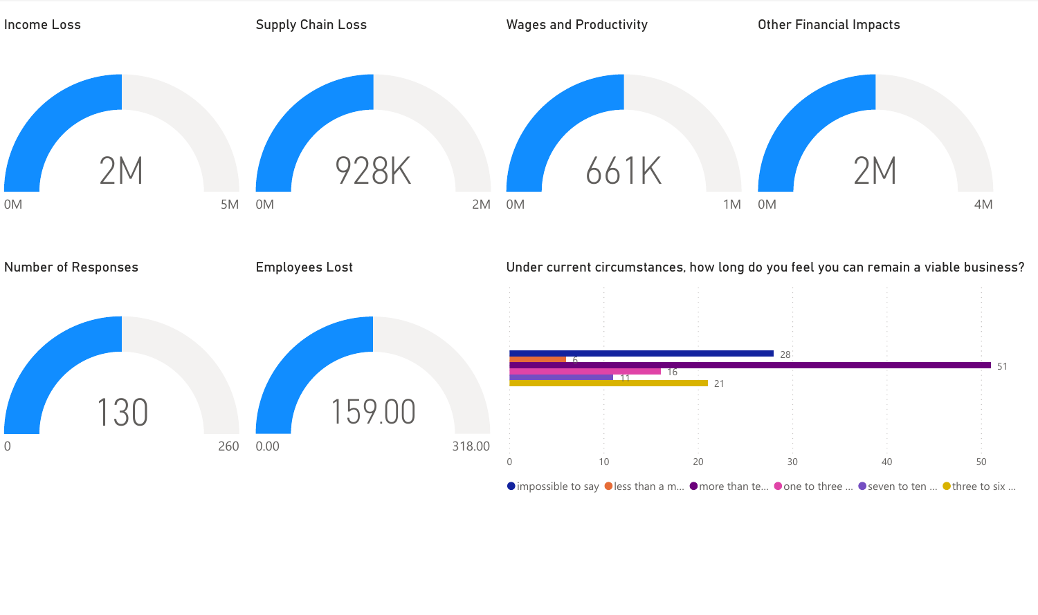Income Loss

2M

0M

5M

Supply Chain Loss

928K

0M

2M

Wages and Productivity

661K

0M

1M

Other Financial Impacts

2M

0M

4M

Number of Responses

130

0

260

Employees Lost

159.00

0.00

318.00

Under current circumstances, how long do you feel you can remain a viable business?

28

6

51

16

11

21

0

10

20

30

40

50

impossible to say

less than a m...

more than te...

one to three ...

seven to ten ...

three to six ...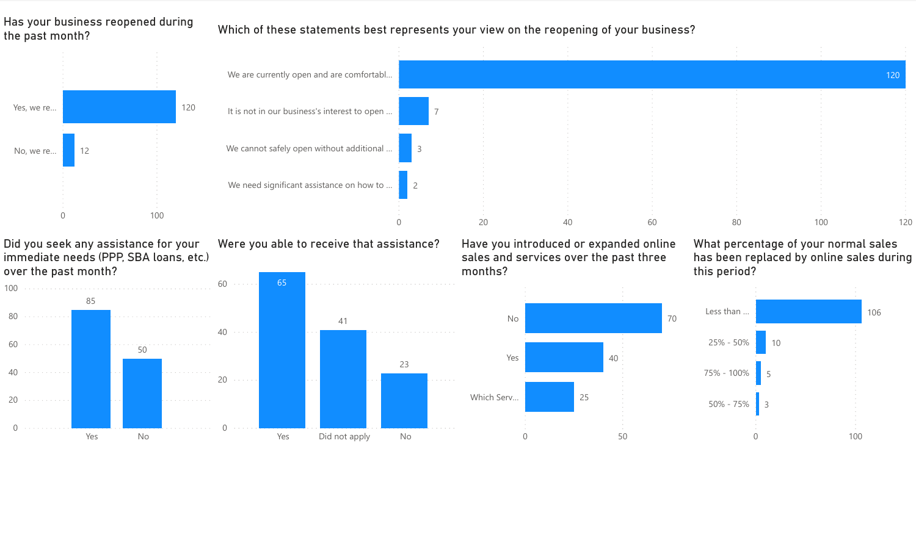## Has your business reopened during the past month?

Yes, we re... 120

No, we re... 12

0
100

## Which of these statements best represents your view on the reopening of your business?

We are currently open and are comfortabl... 120

It is not in our business's interest to open ... 7

We cannot safely open without additional ... 3

We need significant assistance on how to ... 2

0
20
40
60
80
100
120

## Did you seek any assistance for your immediate needs (PPP, SBA loans, etc.) over the past month?

Yes 85

No 50

0
20
40
60
80
100

## Were you able to receive that assistance?

Yes 65

Did not apply 41

No 23

0
20
40
60

## Have you introduced or expanded online sales and services over the past three months?

No 70

Yes 40

Which Serv... 25

0
50

## What percentage of your normal sales has been replaced by online sales during this period?

Less than ... 106

25% - 50% 10

75% - 100% 5

50% - 75% 3

0
100